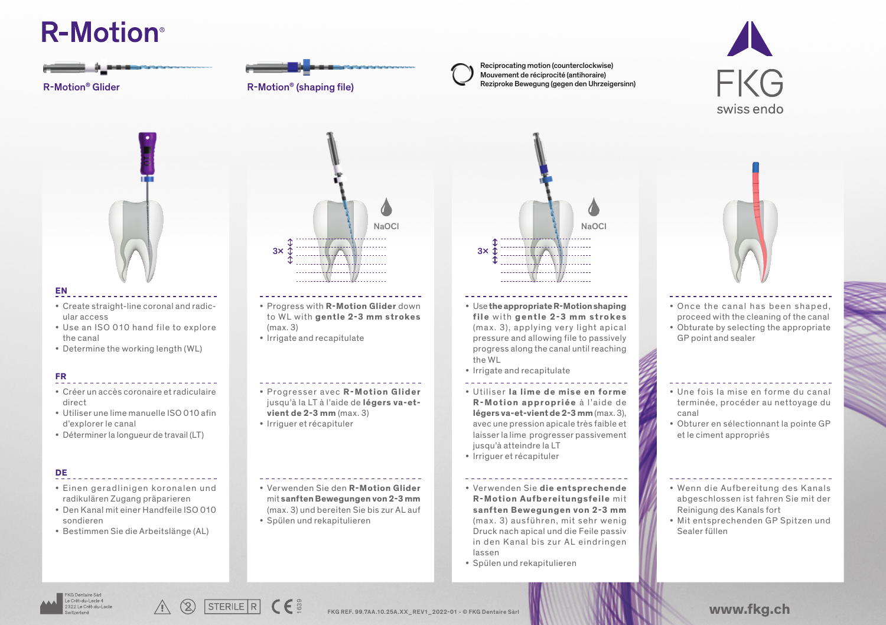# R-Motion®

R-Motion® Glider

R-Motion® (shaping file)

Reciprocating motion (counterclockwise)
Mouvement de réciprocité (antihoraire)
Reziproke Bewegung (gegen den Uhrzeigersinn)

FKG swiss endo

NaOCl

3×

NaOCl

3×

## EN

- Create straight-line coronal and radicular access
- Use an ISO 010 hand file to explore the canal
- Determine the working length (WL)

- Progress with **R-Motion Glider** down to WL with **gentle 2-3 mm strokes** (max. 3)
- Irrigate and recapitulate

- Use **the appropriate R-Motion shaping file** with **gentle 2-3 mm strokes** (max. 3), applying very light apical pressure and allowing file to passively progress along the canal until reaching the WL
- Irrigate and recapitulate

- Once the canal has been shaped, proceed with the cleaning of the canal
- Obturate by selecting the appropriate GP point and sealer

## FR

- Créer un accès coronaire et radiculaire direct
- Utiliser une lime manuelle ISO 010 afin d'explorer le canal
- Déterminer la longueur de travail (LT)

- Progresser avec **R-Motion Glider** jusqu'à la LT à l'aide de **légers va-et-vient de 2-3 mm** (max. 3)
- Irriguer et récapituler

- Utiliser **la lime de mise en forme R-Motion appropriée** à l'aide de **légers va-et-vient de 2-3 mm** (max. 3), avec une pression apicale très faible et laisser la lime progresser passivement jusqu'à atteindre la LT
- Irriguer et récapituler

- Une fois la mise en forme du canal terminée, procéder au nettoyage du canal
- Obturer en sélectionnant la pointe GP et le ciment appropriés

## DE

- Einen geradlinigen koronalen und radikulären Zugang präparieren
- Den Kanal mit einer Handfeile ISO 010 sondieren
- Bestimmen Sie die Arbeitslänge (AL)

- Verwenden Sie den **R-Motion Glider** mit **sanften Bewegungen von 2-3 mm** (max. 3) und bereiten Sie bis zur AL auf
- Spülen und rekapitulieren

- Verwenden Sie **die entsprechende R-Motion Aufbereitungsfeile** mit **sanften Bewegungen von 2-3 mm** (max. 3) ausführen, mit sehr wenig Druck nach apical und die Feile passiv in den Kanal bis zur AL eindringen lassen
- Spülen und rekapitulieren

- Wenn die Aufbereitung des Kanals abgeschlossen ist fahren Sie mit der Reinigung des Kanals fort
- Mit entsprechenden GP Spitzen und Sealer füllen

FKG Dentaire Sàrl
Le Crêt-du-Locle 4
2322 Le Crêt-du-Locle
Switzerland

STERILE R

CE 1639

FKG REF. 99.7AA.10.25A.XX_REV1_2022-01 - © FKG Dentaire Sàrl

www.fkg.ch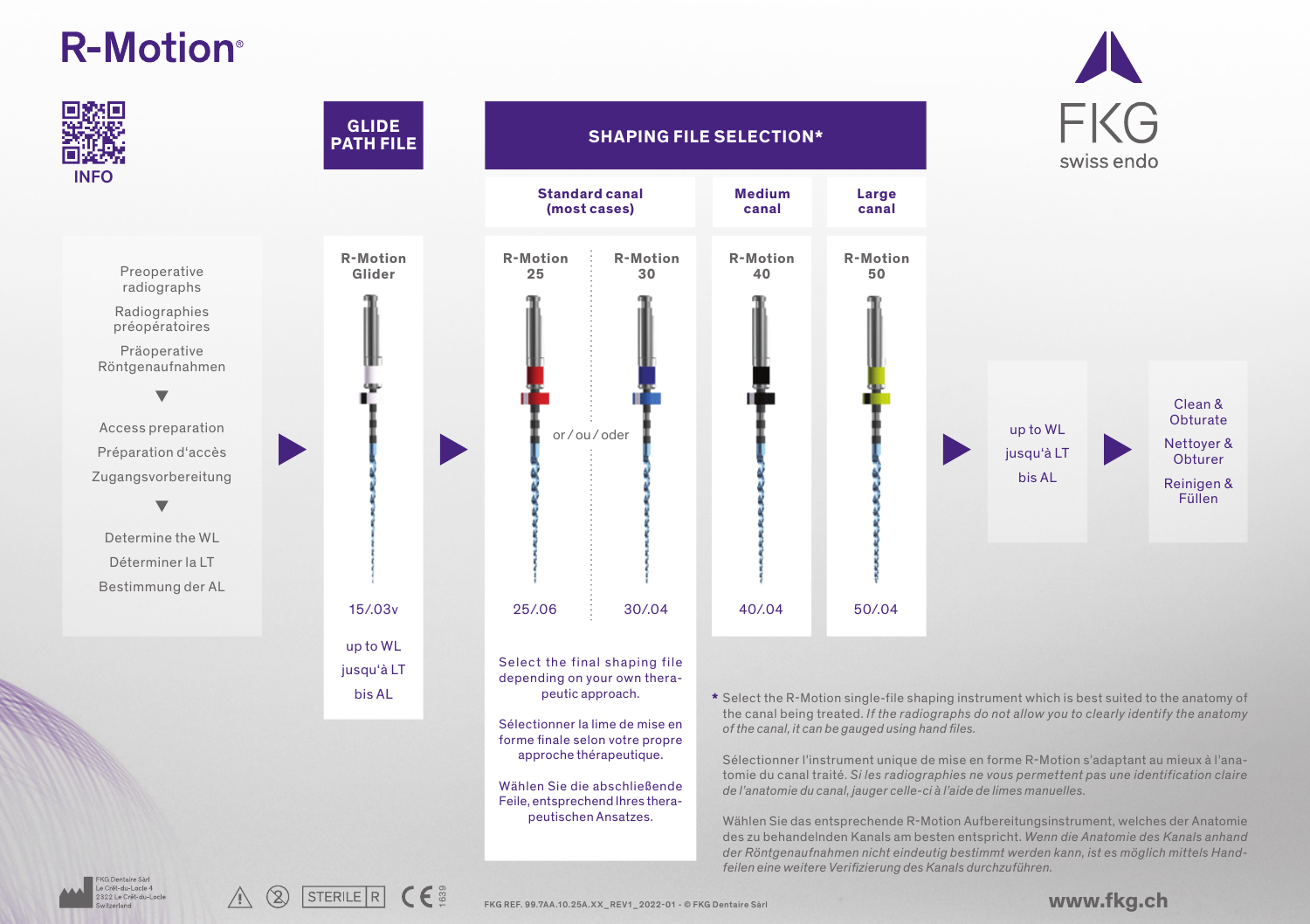# R-Motion®

INFO

FKG swiss endo

Preoperative radiographs

Radiographies préopératoires

Präoperative Röntgenaufnahmen

▼

Access preparation

Préparation d'accès

Zugangsvorbereitung

▼

Determine the WL

Déterminer la LT

Bestimmung der AL

## GLIDE PATH FILE

R-Motion Glider

15/.03v

up to WL

jusqu'à LT

bis AL

## SHAPING FILE SELECTION*

| Standard canal (most cases) | | Medium canal | Large canal |
|---|---|---|---|
| R-Motion 25 | R-Motion 30 | R-Motion 40 | R-Motion 50 |
| 25/.06 | 30/.04 | 40/.04 | 50/.04 |

or / ou / oder

Select the final shaping file depending on your own therapeutic approach.

Sélectionner la lime de mise en forme finale selon votre propre approche thérapeutique.

Wählen Sie die abschließende Feile, entsprechend Ihres therapeutischen Ansatzes.

up to WL

jusqu'à LT

bis AL

Clean & Obturate

Nettoyer & Obturer

Reinigen & Füllen

\* Select the R-Motion single-file shaping instrument which is best suited to the anatomy of the canal being treated. *If the radiographs do not allow you to clearly identify the anatomy of the canal, it can be gauged using hand files.*

Sélectionner l'instrument unique de mise en forme R-Motion s'adaptant au mieux à l'anatomie du canal traité. *Si les radiographies ne vous permettent pas une identification claire de l'anatomie du canal, jauger celle-ci à l'aide de limes manuelles.*

Wählen Sie das entsprechende R-Motion Aufbereitungsinstrument, welches der Anatomie des zu behandelnden Kanals am besten entspricht. *Wenn die Anatomie des Kanals anhand der Röntgenaufnahmen nicht eindeutig bestimmt werden kann, ist es möglich mittels Handfeilen eine weitere Verifizierung des Kanals durchzuführen.*

FKG Dentaire Sàrl
Le Crêt-du-Locle 4
2322 Le Crêt-du-Locle
Switzerland

STERILE R

CE 1639

FKG REF. 99.7AA.10.25A.XX_REV1_2022-01 - © FKG Dentaire Sàrl

www.fkg.ch